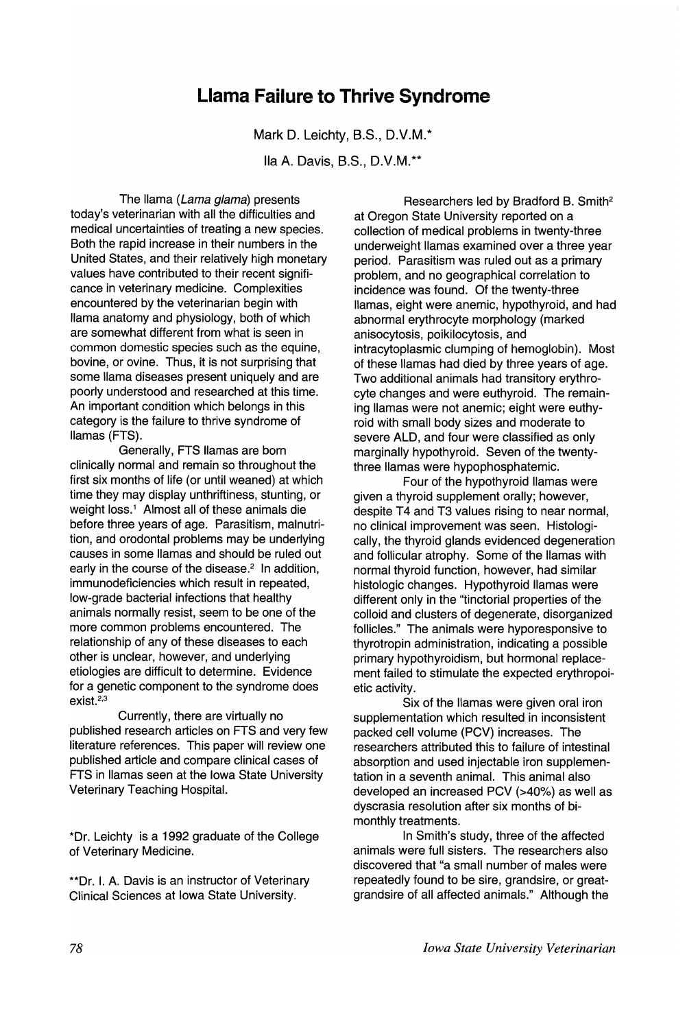# Llama Failure to Thrive Syndrome

Mark D. Leichty, B.S., D.V.M.*

Ila A. Davis, B.S., D.V.M.**

The llama (*Lama glama*) presents today's veterinarian with all the difficulties and medical uncertainties of treating a new species. Both the rapid increase in their numbers in the United States, and their relatively high monetary values have contributed to their recent significance in veterinary medicine. Complexities encountered by the veterinarian begin with llama anatomy and physiology, both of which are somewhat different from what is seen in common domestic species such as the equine, bovine, or ovine. Thus, it is not surprising that some llama diseases present uniquely and are poorly understood and researched at this time. An important condition which belongs in this category is the failure to thrive syndrome of llamas (FTS).

Generally, FTS llamas are born clinically normal and remain so throughout the first six months of life (or until weaned) at which time they may display unthriftiness, stunting, or weight loss.[1] Almost all of these animals die before three years of age. Parasitism, malnutrition, and orodontal problems may be underlying causes in some llamas and should be ruled out early in the course of the disease.[2] In addition, immunodeficiencies which result in repeated, low-grade bacterial infections that healthy animals normally resist, seem to be one of the more common problems encountered. The relationship of any of these diseases to each other is unclear, however, and underlying etiologies are difficult to determine. Evidence for a genetic component to the syndrome does exist.[2,3]

Currently, there are virtually no published research articles on FTS and very few literature references. This paper will review one published article and compare clinical cases of FTS in llamas seen at the Iowa State University Veterinary Teaching Hospital.

*Dr. Leichty is a 1992 graduate of the College of Veterinary Medicine.

**Dr. I. A. Davis is an instructor of Veterinary Clinical Sciences at Iowa State University.

Researchers led by Bradford B. Smith[2] at Oregon State University reported on a collection of medical problems in twenty-three underweight llamas examined over a three year period. Parasitism was ruled out as a primary problem, and no geographical correlation to incidence was found. Of the twenty-three llamas, eight were anemic, hypothyroid, and had abnormal erythrocyte morphology (marked anisocytosis, poikilocytosis, and intracytoplasmic clumping of hemoglobin). Most of these llamas had died by three years of age. Two additional animals had transitory erythrocyte changes and were euthyroid. The remaining llamas were not anemic; eight were euthyroid with small body sizes and moderate to severe ALD, and four were classified as only marginally hypothyroid. Seven of the twenty-three llamas were hypophosphatemic.

Four of the hypothyroid llamas were given a thyroid supplement orally; however, despite T4 and T3 values rising to near normal, no clinical improvement was seen. Histologically, the thyroid glands evidenced degeneration and follicular atrophy. Some of the llamas with normal thyroid function, however, had similar histologic changes. Hypothyroid llamas were different only in the "tinctorial properties of the colloid and clusters of degenerate, disorganized follicles." The animals were hyporesponsive to thyrotropin administration, indicating a possible primary hypothyroidism, but hormonal replacement failed to stimulate the expected erythropoietic activity.

Six of the llamas were given oral iron supplementation which resulted in inconsistent packed cell volume (PCV) increases. The researchers attributed this to failure of intestinal absorption and used injectable iron supplementation in a seventh animal. This animal also developed an increased PCV (>40%) as well as dyscrasia resolution after six months of bimonthly treatments.

In Smith's study, three of the affected animals were full sisters. The researchers also discovered that "a small number of males were repeatedly found to be sire, grandsire, or great-grandsire of all affected animals." Although the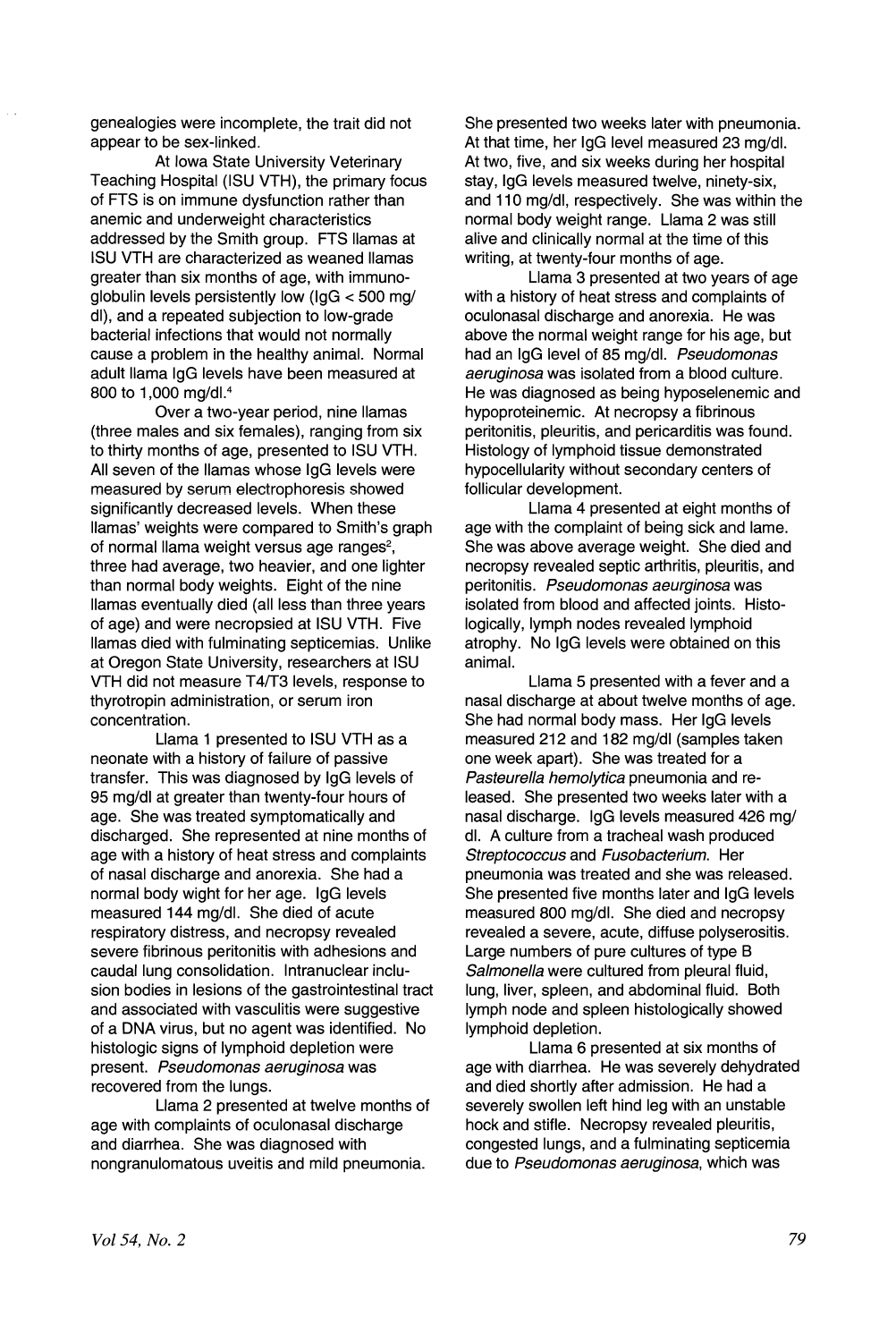genealogies were incomplete, the trait did not appear to be sex-linked.

At Iowa State University Veterinary Teaching Hospital (ISU VTH), the primary focus of FTS is on immune dysfunction rather than anemic and underweight characteristics addressed by the Smith group. FTS llamas at ISU VTH are characterized as weaned llamas greater than six months of age, with immunoglobulin levels persistently low (IgG < 500 mg/dl), and a repeated subjection to low-grade bacterial infections that would not normally cause a problem in the healthy animal. Normal adult llama IgG levels have been measured at 800 to 1,000 mg/dl.[4]

Over a two-year period, nine llamas (three males and six females), ranging from six to thirty months of age, presented to ISU VTH. All seven of the llamas whose IgG levels were measured by serum electrophoresis showed significantly decreased levels. When these llamas' weights were compared to Smith's graph of normal llama weight versus age ranges[2], three had average, two heavier, and one lighter than normal body weights. Eight of the nine llamas eventually died (all less than three years of age) and were necropsied at ISU VTH. Five llamas died with fulminating septicemias. Unlike at Oregon State University, researchers at ISU VTH did not measure T4/T3 levels, response to thyrotropin administration, or serum iron concentration.

Llama 1 presented to ISU VTH as a neonate with a history of failure of passive transfer. This was diagnosed by IgG levels of 95 mg/dl at greater than twenty-four hours of age. She was treated symptomatically and discharged. She represented at nine months of age with a history of heat stress and complaints of nasal discharge and anorexia. She had a normal body wight for her age. IgG levels measured 144 mg/dl. She died of acute respiratory distress, and necropsy revealed severe fibrinous peritonitis with adhesions and caudal lung consolidation. Intranuclear inclusion bodies in lesions of the gastrointestinal tract and associated with vasculitis were suggestive of a DNA virus, but no agent was identified. No histologic signs of lymphoid depletion were present. *Pseudomonas aeruginosa* was recovered from the lungs.

Llama 2 presented at twelve months of age with complaints of oculonasal discharge and diarrhea. She was diagnosed with nongranulomatous uveitis and mild pneumonia. She presented two weeks later with pneumonia. At that time, her IgG level measured 23 mg/dl. At two, five, and six weeks during her hospital stay, IgG levels measured twelve, ninety-six, and 110 mg/dl, respectively. She was within the normal body weight range. Llama 2 was still alive and clinically normal at the time of this writing, at twenty-four months of age.

Llama 3 presented at two years of age with a history of heat stress and complaints of oculonasal discharge and anorexia. He was above the normal weight range for his age, but had an IgG level of 85 mg/dl. *Pseudomonas aeruginosa* was isolated from a blood culture. He was diagnosed as being hyposelenemic and hypoproteinemic. At necropsy a fibrinous peritonitis, pleuritis, and pericarditis was found. Histology of lymphoid tissue demonstrated hypocellularity without secondary centers of follicular development.

Llama 4 presented at eight months of age with the complaint of being sick and lame. She was above average weight. She died and necropsy revealed septic arthritis, pleuritis, and peritonitis. *Pseudomonas aeurginosa* was isolated from blood and affected joints. Histologically, lymph nodes revealed lymphoid atrophy. No IgG levels were obtained on this animal.

Llama 5 presented with a fever and a nasal discharge at about twelve months of age. She had normal body mass. Her IgG levels measured 212 and 182 mg/dl (samples taken one week apart). She was treated for a *Pasteurella hemolytica* pneumonia and released. She presented two weeks later with a nasal discharge. IgG levels measured 426 mg/dl. A culture from a tracheal wash produced *Streptococcus* and *Fusobacterium*. Her pneumonia was treated and she was released. She presented five months later and IgG levels measured 800 mg/dl. She died and necropsy revealed a severe, acute, diffuse polyserositis. Large numbers of pure cultures of type B *Salmonella* were cultured from pleural fluid, lung, liver, spleen, and abdominal fluid. Both lymph node and spleen histologically showed lymphoid depletion.

Llama 6 presented at six months of age with diarrhea. He was severely dehydrated and died shortly after admission. He had a severely swollen left hind leg with an unstable hock and stifle. Necropsy revealed pleuritis, congested lungs, and a fulminating septicemia due to *Pseudomonas aeruginosa*, which was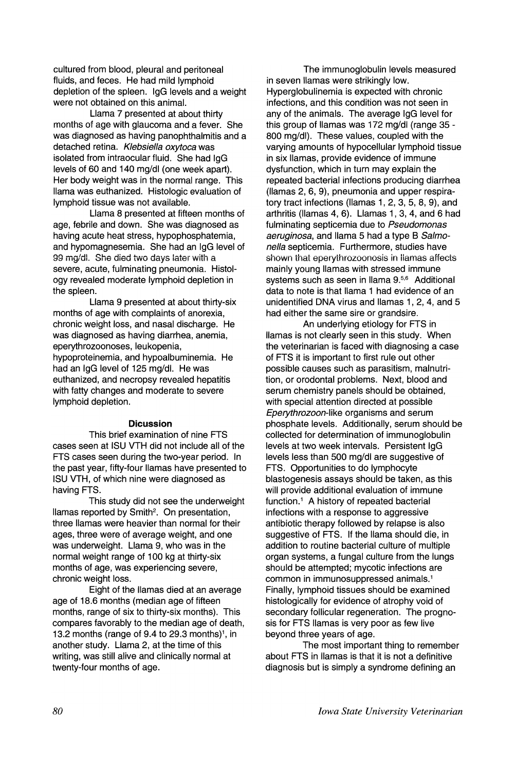cultured from blood, pleural and peritoneal fluids, and feces. He had mild lymphoid depletion of the spleen. IgG levels and a weight were not obtained on this animal.

Llama 7 presented at about thirty months of age with glaucoma and a fever. She was diagnosed as having panophthalmitis and a detached retina. *Klebsiella oxytoca* was isolated from intraocular fluid. She had IgG levels of 60 and 140 mg/dl (one week apart). Her body weight was in the normal range. This llama was euthanized. Histologic evaluation of lymphoid tissue was not available.

Llama 8 presented at fifteen months of age, febrile and down. She was diagnosed as having acute heat stress, hypophosphatemia, and hypomagnesemia. She had an IgG level of 99 mg/dl. She died two days later with a severe, acute, fulminating pneumonia. Histology revealed moderate lymphoid depletion in the spleen.

Llama 9 presented at about thirty-six months of age with complaints of anorexia, chronic weight loss, and nasal discharge. He was diagnosed as having diarrhea, anemia, eperythrozoonoses, leukopenia, hypoproteinemia, and hypoalbuminemia. He had an IgG level of 125 mg/dl. He was euthanized, and necropsy revealed hepatitis with fatty changes and moderate to severe lymphoid depletion.

## Dicussion

This brief examination of nine FTS cases seen at ISU VTH did not include all of the FTS cases seen during the two-year period. In the past year, fifty-four llamas have presented to ISU VTH, of which nine were diagnosed as having FTS.

This study did not see the underweight llamas reported by Smith[2]. On presentation, three llamas were heavier than normal for their ages, three were of average weight, and one was underweight. Llama 9, who was in the normal weight range of 100 kg at thirty-six months of age, was experiencing severe, chronic weight loss.

Eight of the llamas died at an average age of 18.6 months (median age of fifteen months, range of six to thirty-six months). This compares favorably to the median age of death, 13.2 months (range of 9.4 to 29.3 months)[1], in another study. Llama 2, at the time of this writing, was still alive and clinically normal at twenty-four months of age.

The immunoglobulin levels measured in seven llamas were strikingly low. Hyperglobulinemia is expected with chronic infections, and this condition was not seen in any of the animals. The average IgG level for this group of llamas was 172 mg/dl (range 35 - 800 mg/dl). These values, coupled with the varying amounts of hypocellular lymphoid tissue in six llamas, provide evidence of immune dysfunction, which in turn may explain the repeated bacterial infections producing diarrhea (llamas 2, 6, 9), pneumonia and upper respiratory tract infections (llamas 1, 2, 3, 5, 8, 9), and arthritis (llamas 4, 6). Llamas 1, 3, 4, and 6 had fulminating septicemia due to *Pseudomonas aeruginosa*, and llama 5 had a type B *Salmonella* septicemia. Furthermore, studies have shown that eperythrozoonosis in llamas affects mainly young llamas with stressed immune systems such as seen in llama 9.[5,6] Additional data to note is that llama 1 had evidence of an unidentified DNA virus and llamas 1, 2, 4, and 5 had either the same sire or grandsire.

An underlying etiology for FTS in llamas is not clearly seen in this study. When the veterinarian is faced with diagnosing a case of FTS it is important to first rule out other possible causes such as parasitism, malnutrition, or orodontal problems. Next, blood and serum chemistry panels should be obtained, with special attention directed at possible *Eperythrozoon*-like organisms and serum phosphate levels. Additionally, serum should be collected for determination of immunoglobulin levels at two week intervals. Persistent IgG levels less than 500 mg/dl are suggestive of FTS. Opportunities to do lymphocyte blastogenesis assays should be taken, as this will provide additional evaluation of immune function.[1] A history of repeated bacterial infections with a response to aggressive antibiotic therapy followed by relapse is also suggestive of FTS. If the llama should die, in addition to routine bacterial culture of multiple organ systems, a fungal culture from the lungs should be attempted; mycotic infections are common in immunosuppressed animals.[1] Finally, lymphoid tissues should be examined histologically for evidence of atrophy void of secondary follicular regeneration. The prognosis for FTS llamas is very poor as few live beyond three years of age.

The most important thing to remember about FTS in llamas is that it is not a definitive diagnosis but is simply a syndrome defining an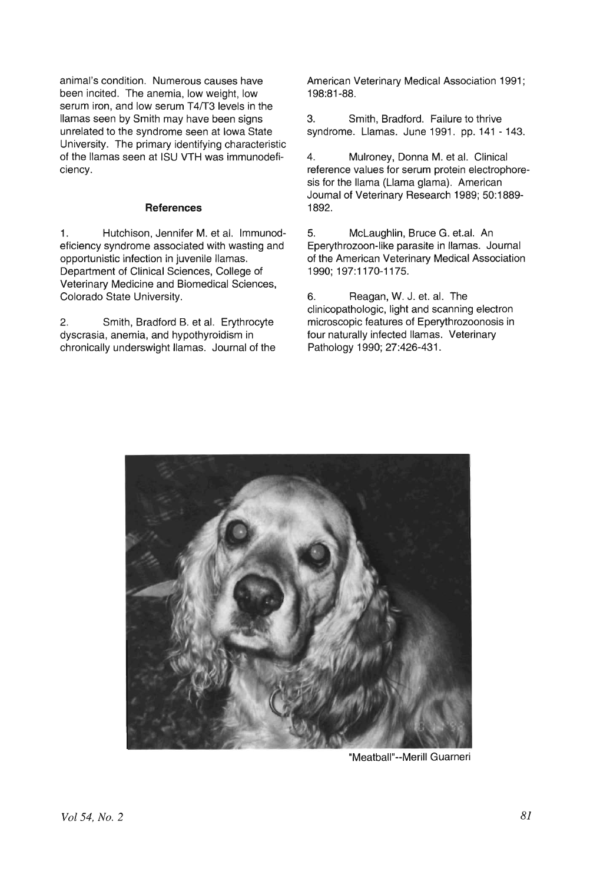animal's condition. Numerous causes have been incited. The anemia, low weight, low serum iron, and low serum T4/T3 levels in the llamas seen by Smith may have been signs unrelated to the syndrome seen at Iowa State University. The primary identifying characteristic of the llamas seen at ISU VTH was immunodeficiency.

### References

1. Hutchison, Jennifer M. et al. Immunodeficiency syndrome associated with wasting and opportunistic infection in juvenile llamas. Department of Clinical Sciences, College of Veterinary Medicine and Biomedical Sciences, Colorado State University.

2. Smith, Bradford B. et al. Erythrocyte dyscrasia, anemia, and hypothyroidism in chronically underswight llamas. Journal of the American Veterinary Medical Association 1991; 198:81-88.

3. Smith, Bradford. Failure to thrive syndrome. Llamas. June 1991. pp. 141 - 143.

4. Mulroney, Donna M. et al. Clinical reference values for serum protein electrophoresis for the llama (Llama glama). American Journal of Veterinary Research 1989; 50:1889-1892.

5. McLaughlin, Bruce G. et.al. An Eperythrozoon-like parasite in llamas. Journal of the American Veterinary Medical Association 1990; 197:1170-1175.

6. Reagan, W. J. et. al. The clinicopathologic, light and scanning electron microscopic features of Eperythrozoonosis in four naturally infected llamas. Veterinary Pathology 1990; 27:426-431.

"Meatball"--Merill Guarneri